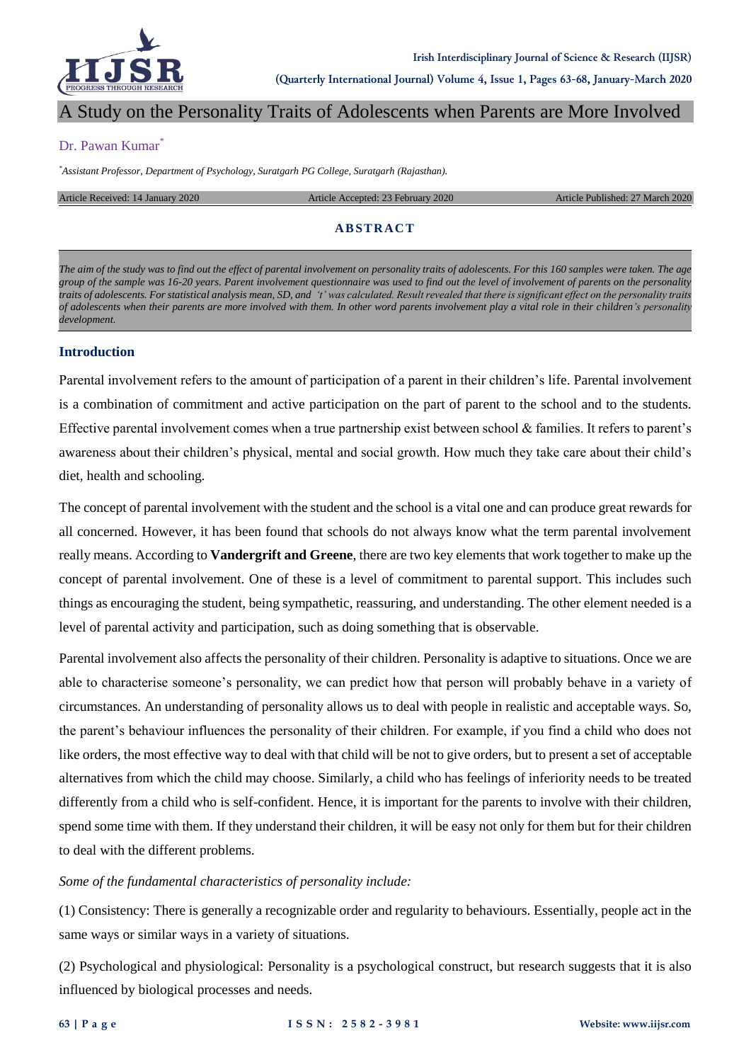# A Study on the Personality Traits of Adolescents when Parents are More Involved

Dr. Pawan Kumar[*]

[*]*Assistant Professor, Department of Psychology, Suratgarh PG College, Suratgarh (Rajasthan).*

Article Received: 14 January 2020 Article Accepted: 23 February 2020 Article Published: 27 March 2020

## ABSTRACT

*The aim of the study was to find out the effect of parental involvement on personality traits of adolescents. For this 160 samples were taken. The age group of the sample was 16-20 years. Parent involvement questionnaire was used to find out the level of involvement of parents on the personality traits of adolescents. For statistical analysis mean, SD, and 't' was calculated. Result revealed that there is significant effect on the personality traits of adolescents when their parents are more involved with them. In other word parents involvement play a vital role in their children's personality development.*

## Introduction

Parental involvement refers to the amount of participation of a parent in their children's life. Parental involvement is a combination of commitment and active participation on the part of parent to the school and to the students. Effective parental involvement comes when a true partnership exist between school & families. It refers to parent's awareness about their children's physical, mental and social growth. How much they take care about their child's diet, health and schooling.

The concept of parental involvement with the student and the school is a vital one and can produce great rewards for all concerned. However, it has been found that schools do not always know what the term parental involvement really means. According to **Vandergrift and Greene**, there are two key elements that work together to make up the concept of parental involvement. One of these is a level of commitment to parental support. This includes such things as encouraging the student, being sympathetic, reassuring, and understanding. The other element needed is a level of parental activity and participation, such as doing something that is observable.

Parental involvement also affects the personality of their children. Personality is adaptive to situations. Once we are able to characterise someone's personality, we can predict how that person will probably behave in a variety of circumstances. An understanding of personality allows us to deal with people in realistic and acceptable ways. So, the parent's behaviour influences the personality of their children. For example, if you find a child who does not like orders, the most effective way to deal with that child will be not to give orders, but to present a set of acceptable alternatives from which the child may choose. Similarly, a child who has feelings of inferiority needs to be treated differently from a child who is self-confident. Hence, it is important for the parents to involve with their children, spend some time with them. If they understand their children, it will be easy not only for them but for their children to deal with the different problems.

*Some of the fundamental characteristics of personality include:*

(1) Consistency: There is generally a recognizable order and regularity to behaviours. Essentially, people act in the same ways or similar ways in a variety of situations.

(2) Psychological and physiological: Personality is a psychological construct, but research suggests that it is also influenced by biological processes and needs.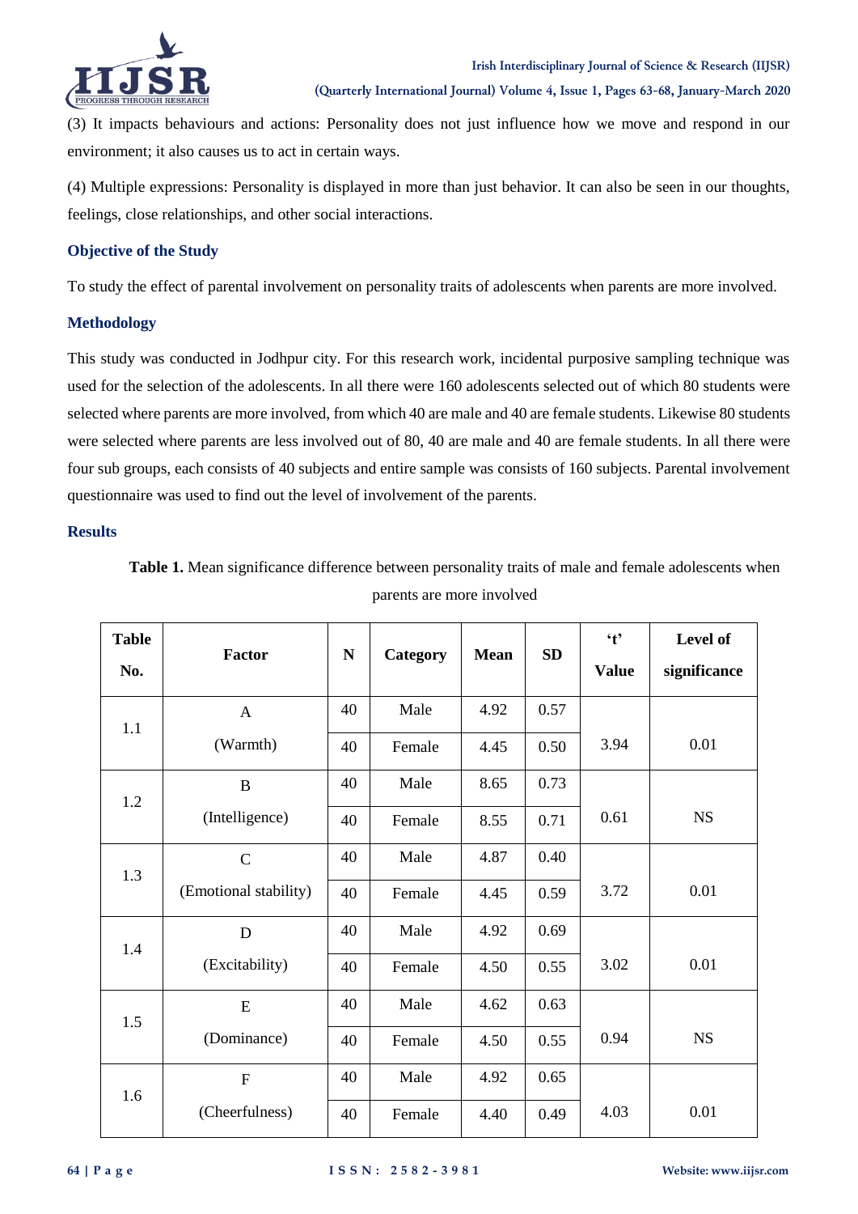(3) It impacts behaviours and actions: Personality does not just influence how we move and respond in our environment; it also causes us to act in certain ways.

(4) Multiple expressions: Personality is displayed in more than just behavior. It can also be seen in our thoughts, feelings, close relationships, and other social interactions.

### Objective of the Study

To study the effect of parental involvement on personality traits of adolescents when parents are more involved.

### Methodology

This study was conducted in Jodhpur city. For this research work, incidental purposive sampling technique was used for the selection of the adolescents. In all there were 160 adolescents selected out of which 80 students were selected where parents are more involved, from which 40 are male and 40 are female students. Likewise 80 students were selected where parents are less involved out of 80, 40 are male and 40 are female students. In all there were four sub groups, each consists of 40 subjects and entire sample was consists of 160 subjects. Parental involvement questionnaire was used to find out the level of involvement of the parents.

### Results

**Table 1.** Mean significance difference between personality traits of male and female adolescents when parents are more involved

| Table No. | Factor | N | Category | Mean | SD | 't' Value | Level of significance |
|---|---|---|---|---|---|---|---|
| 1.1 | A (Warmth) | 40 | Male | 4.92 | 0.57 | 3.94 | 0.01 |
| | | 40 | Female | 4.45 | 0.50 | | |
| 1.2 | B (Intelligence) | 40 | Male | 8.65 | 0.73 | 0.61 | NS |
| | | 40 | Female | 8.55 | 0.71 | | |
| 1.3 | C (Emotional stability) | 40 | Male | 4.87 | 0.40 | 3.72 | 0.01 |
| | | 40 | Female | 4.45 | 0.59 | | |
| 1.4 | D (Excitability) | 40 | Male | 4.92 | 0.69 | 3.02 | 0.01 |
| | | 40 | Female | 4.50 | 0.55 | | |
| 1.5 | E (Dominance) | 40 | Male | 4.62 | 0.63 | 0.94 | NS |
| | | 40 | Female | 4.50 | 0.55 | | |
| 1.6 | F (Cheerfulness) | 40 | Male | 4.92 | 0.65 | 4.03 | 0.01 |
| | | 40 | Female | 4.40 | 0.49 | | |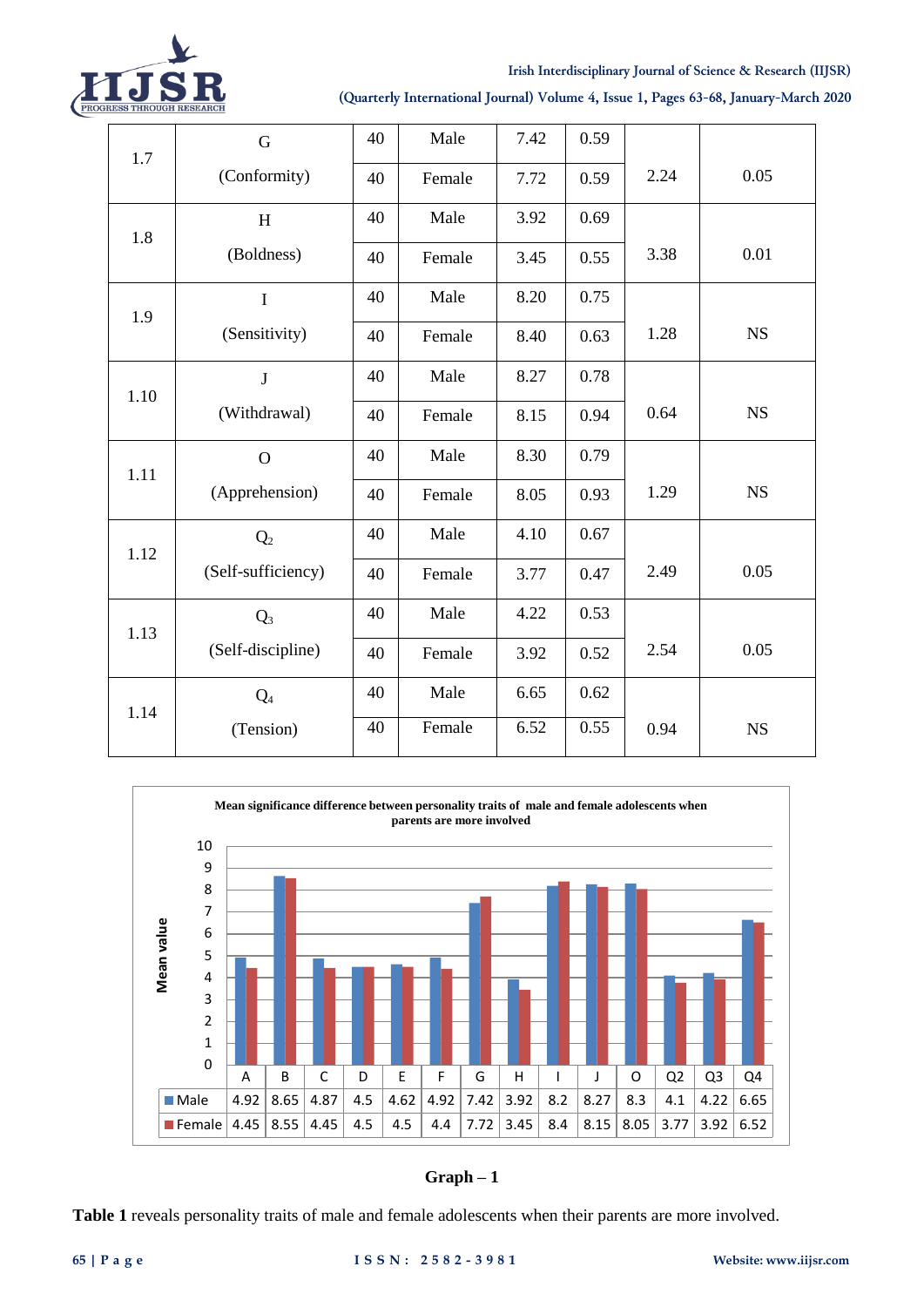| 1.7 | G (Conformity) | 40 | Male | 7.42 | 0.59 | 2.24 | 0.05 |
|---|---|---|---|---|---|---|---|
| | | 40 | Female | 7.72 | 0.59 | | |
| 1.8 | H (Boldness) | 40 | Male | 3.92 | 0.69 | 3.38 | 0.01 |
| | | 40 | Female | 3.45 | 0.55 | | |
| 1.9 | I (Sensitivity) | 40 | Male | 8.20 | 0.75 | 1.28 | NS |
| | | 40 | Female | 8.40 | 0.63 | | |
| 1.10 | J (Withdrawal) | 40 | Male | 8.27 | 0.78 | 0.64 | NS |
| | | 40 | Female | 8.15 | 0.94 | | |
| 1.11 | O (Apprehension) | 40 | Male | 8.30 | 0.79 | 1.29 | NS |
| | | 40 | Female | 8.05 | 0.93 | | |
| 1.12 | $Q_2$ (Self-sufficiency) | 40 | Male | 4.10 | 0.67 | 2.49 | 0.05 |
| | | 40 | Female | 3.77 | 0.47 | | |
| 1.13 | $Q_3$ (Self-discipline) | 40 | Male | 4.22 | 0.53 | 2.54 | 0.05 |
| | | 40 | Female | 3.92 | 0.52 | | |
| 1.14 | $Q_4$ (Tension) | 40 | Male | 6.65 | 0.62 | 0.94 | NS |
| | | 40 | Female | 6.52 | 0.55 | | |

**Mean significance difference between personality traits of male and female adolescents when parents are more involved**

| | A | B | C | D | E | F | G | H | I | J | O | Q2 | Q3 | Q4 |
|---|---|---|---|---|---|---|---|---|---|---|---|---|---|---|
| Male | 4.92 | 8.65 | 4.87 | 4.5 | 4.62 | 4.92 | 7.42 | 3.92 | 8.2 | 8.27 | 8.3 | 4.1 | 4.22 | 6.65 |
| Female | 4.45 | 8.55 | 4.45 | 4.5 | 4.5 | 4.4 | 7.72 | 3.45 | 8.4 | 8.15 | 8.05 | 3.77 | 3.92 | 6.52 |

**Graph – 1**

**Table 1** reveals personality traits of male and female adolescents when their parents are more involved.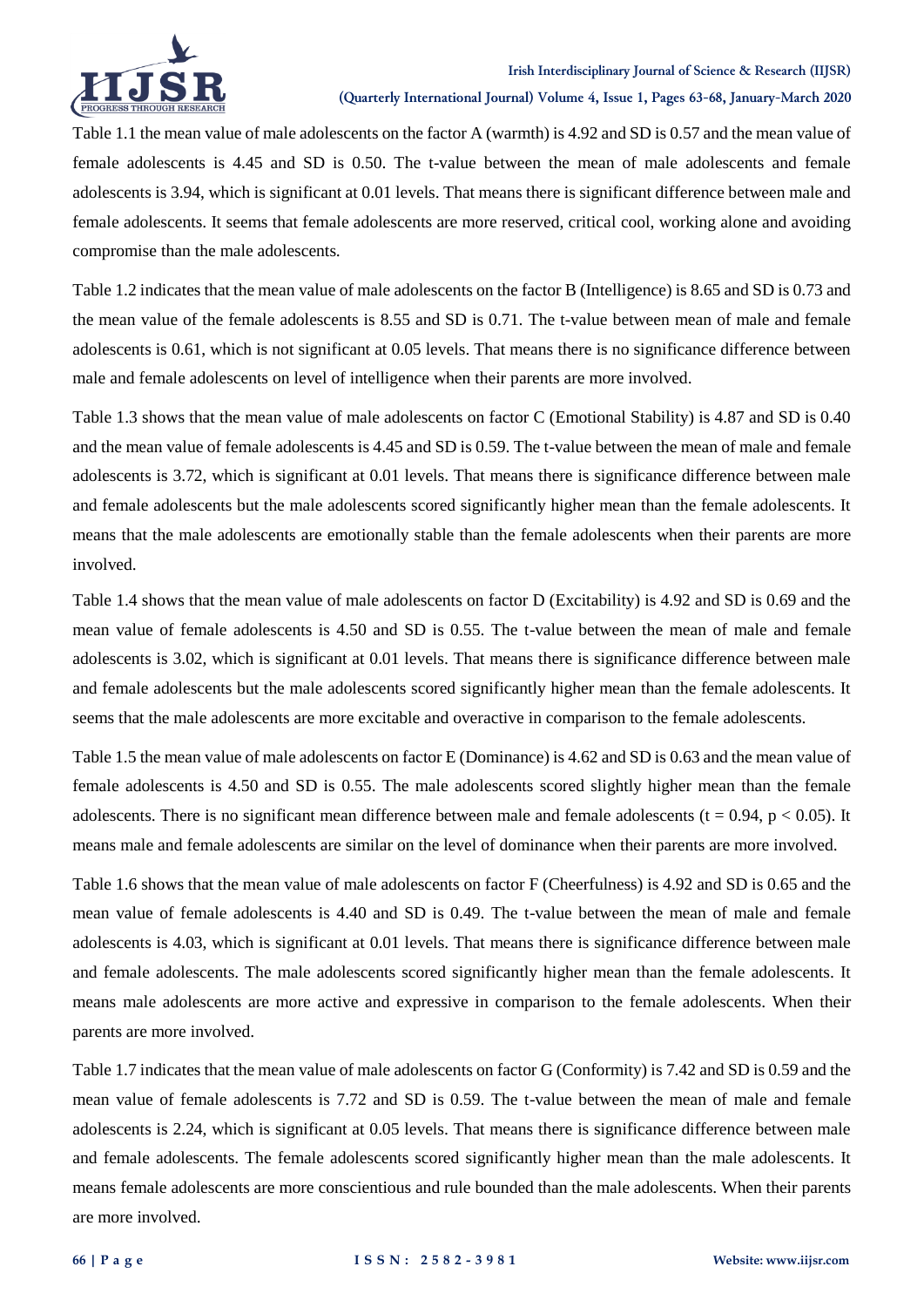Table 1.1 the mean value of male adolescents on the factor A (warmth) is 4.92 and SD is 0.57 and the mean value of female adolescents is 4.45 and SD is 0.50. The t-value between the mean of male adolescents and female adolescents is 3.94, which is significant at 0.01 levels. That means there is significant difference between male and female adolescents. It seems that female adolescents are more reserved, critical cool, working alone and avoiding compromise than the male adolescents.

Table 1.2 indicates that the mean value of male adolescents on the factor B (Intelligence) is 8.65 and SD is 0.73 and the mean value of the female adolescents is 8.55 and SD is 0.71. The t-value between mean of male and female adolescents is 0.61, which is not significant at 0.05 levels. That means there is no significance difference between male and female adolescents on level of intelligence when their parents are more involved.

Table 1.3 shows that the mean value of male adolescents on factor C (Emotional Stability) is 4.87 and SD is 0.40 and the mean value of female adolescents is 4.45 and SD is 0.59. The t-value between the mean of male and female adolescents is 3.72, which is significant at 0.01 levels. That means there is significance difference between male and female adolescents but the male adolescents scored significantly higher mean than the female adolescents. It means that the male adolescents are emotionally stable than the female adolescents when their parents are more involved.

Table 1.4 shows that the mean value of male adolescents on factor D (Excitability) is 4.92 and SD is 0.69 and the mean value of female adolescents is 4.50 and SD is 0.55. The t-value between the mean of male and female adolescents is 3.02, which is significant at 0.01 levels. That means there is significance difference between male and female adolescents but the male adolescents scored significantly higher mean than the female adolescents. It seems that the male adolescents are more excitable and overactive in comparison to the female adolescents.

Table 1.5 the mean value of male adolescents on factor E (Dominance) is 4.62 and SD is 0.63 and the mean value of female adolescents is 4.50 and SD is 0.55. The male adolescents scored slightly higher mean than the female adolescents. There is no significant mean difference between male and female adolescents ($t = 0.94$, $p < 0.05$). It means male and female adolescents are similar on the level of dominance when their parents are more involved.

Table 1.6 shows that the mean value of male adolescents on factor F (Cheerfulness) is 4.92 and SD is 0.65 and the mean value of female adolescents is 4.40 and SD is 0.49. The t-value between the mean of male and female adolescents is 4.03, which is significant at 0.01 levels. That means there is significance difference between male and female adolescents. The male adolescents scored significantly higher mean than the female adolescents. It means male adolescents are more active and expressive in comparison to the female adolescents. When their parents are more involved.

Table 1.7 indicates that the mean value of male adolescents on factor G (Conformity) is 7.42 and SD is 0.59 and the mean value of female adolescents is 7.72 and SD is 0.59. The t-value between the mean of male and female adolescents is 2.24, which is significant at 0.05 levels. That means there is significance difference between male and female adolescents. The female adolescents scored significantly higher mean than the male adolescents. It means female adolescents are more conscientious and rule bounded than the male adolescents. When their parents are more involved.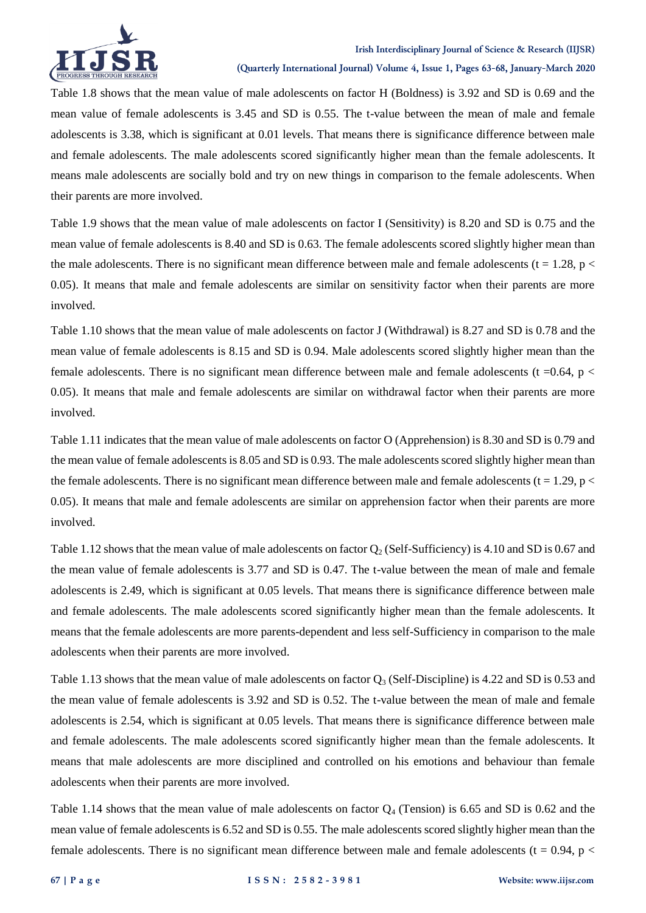Table 1.8 shows that the mean value of male adolescents on factor H (Boldness) is 3.92 and SD is 0.69 and the mean value of female adolescents is 3.45 and SD is 0.55. The t-value between the mean of male and female adolescents is 3.38, which is significant at 0.01 levels. That means there is significance difference between male and female adolescents. The male adolescents scored significantly higher mean than the female adolescents. It means male adolescents are socially bold and try on new things in comparison to the female adolescents. When their parents are more involved.

Table 1.9 shows that the mean value of male adolescents on factor I (Sensitivity) is 8.20 and SD is 0.75 and the mean value of female adolescents is 8.40 and SD is 0.63. The female adolescents scored slightly higher mean than the male adolescents. There is no significant mean difference between male and female adolescents ($t = 1.28$, $p < 0.05$). It means that male and female adolescents are similar on sensitivity factor when their parents are more involved.

Table 1.10 shows that the mean value of male adolescents on factor J (Withdrawal) is 8.27 and SD is 0.78 and the mean value of female adolescents is 8.15 and SD is 0.94. Male adolescents scored slightly higher mean than the female adolescents. There is no significant mean difference between male and female adolescents ($t = 0.64$, $p < 0.05$). It means that male and female adolescents are similar on withdrawal factor when their parents are more involved.

Table 1.11 indicates that the mean value of male adolescents on factor O (Apprehension) is 8.30 and SD is 0.79 and the mean value of female adolescents is 8.05 and SD is 0.93. The male adolescents scored slightly higher mean than the female adolescents. There is no significant mean difference between male and female adolescents ($t = 1.29$, $p < 0.05$). It means that male and female adolescents are similar on apprehension factor when their parents are more involved.

Table 1.12 shows that the mean value of male adolescents on factor $Q_2$ (Self-Sufficiency) is 4.10 and SD is 0.67 and the mean value of female adolescents is 3.77 and SD is 0.47. The t-value between the mean of male and female adolescents is 2.49, which is significant at 0.05 levels. That means there is significance difference between male and female adolescents. The male adolescents scored significantly higher mean than the female adolescents. It means that the female adolescents are more parents-dependent and less self-Sufficiency in comparison to the male adolescents when their parents are more involved.

Table 1.13 shows that the mean value of male adolescents on factor $Q_3$ (Self-Discipline) is 4.22 and SD is 0.53 and the mean value of female adolescents is 3.92 and SD is 0.52. The t-value between the mean of male and female adolescents is 2.54, which is significant at 0.05 levels. That means there is significance difference between male and female adolescents. The male adolescents scored significantly higher mean than the female adolescents. It means that male adolescents are more disciplined and controlled on his emotions and behaviour than female adolescents when their parents are more involved.

Table 1.14 shows that the mean value of male adolescents on factor $Q_4$ (Tension) is 6.65 and SD is 0.62 and the mean value of female adolescents is 6.52 and SD is 0.55. The male adolescents scored slightly higher mean than the female adolescents. There is no significant mean difference between male and female adolescents ($t = 0.94$, $p <$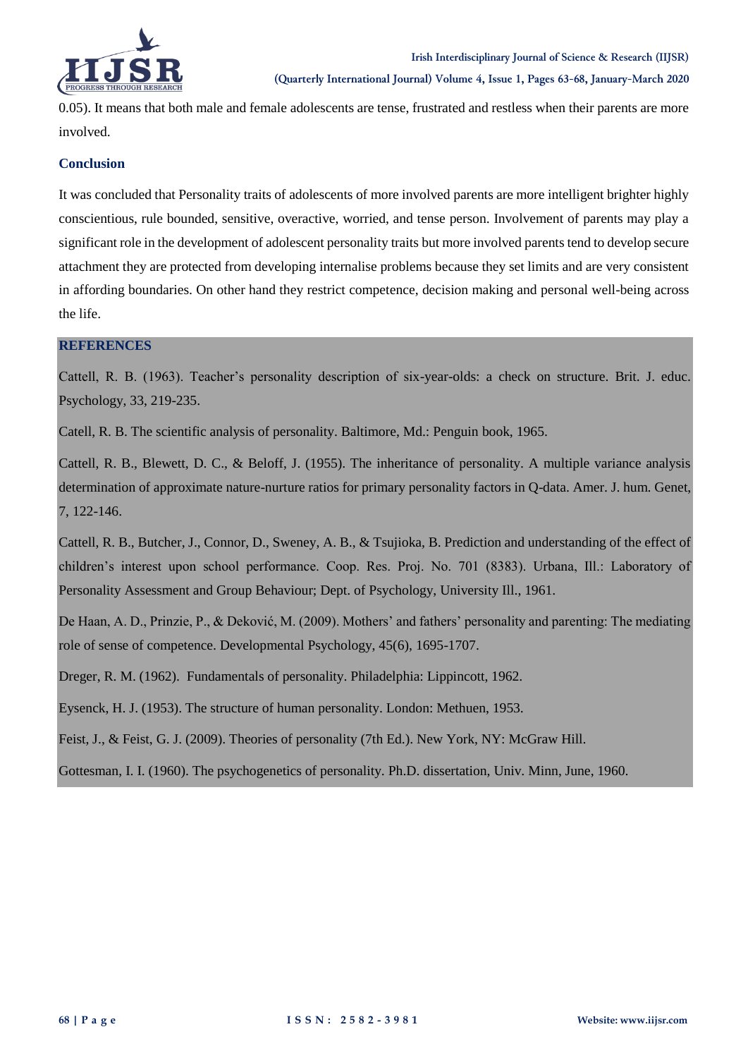0.05). It means that both male and female adolescents are tense, frustrated and restless when their parents are more involved.

### Conclusion

It was concluded that Personality traits of adolescents of more involved parents are more intelligent brighter highly conscientious, rule bounded, sensitive, overactive, worried, and tense person. Involvement of parents may play a significant role in the development of adolescent personality traits but more involved parents tend to develop secure attachment they are protected from developing internalise problems because they set limits and are very consistent in affording boundaries. On other hand they restrict competence, decision making and personal well-being across the life.

### REFERENCES

Cattell, R. B. (1963). Teacher's personality description of six-year-olds: a check on structure. Brit. J. educ. Psychology, 33, 219-235.

Catell, R. B. The scientific analysis of personality. Baltimore, Md.: Penguin book, 1965.

Cattell, R. B., Blewett, D. C., & Beloff, J. (1955). The inheritance of personality. A multiple variance analysis determination of approximate nature-nurture ratios for primary personality factors in Q-data. Amer. J. hum. Genet, 7, 122-146.

Cattell, R. B., Butcher, J., Connor, D., Sweney, A. B., & Tsujioka, B. Prediction and understanding of the effect of children's interest upon school performance. Coop. Res. Proj. No. 701 (8383). Urbana, Ill.: Laboratory of Personality Assessment and Group Behaviour; Dept. of Psychology, University Ill., 1961.

De Haan, A. D., Prinzie, P., & Deković, M. (2009). Mothers' and fathers' personality and parenting: The mediating role of sense of competence. Developmental Psychology, 45(6), 1695-1707.

Dreger, R. M. (1962). Fundamentals of personality. Philadelphia: Lippincott, 1962.

Eysenck, H. J. (1953). The structure of human personality. London: Methuen, 1953.

Feist, J., & Feist, G. J. (2009). Theories of personality (7th Ed.). New York, NY: McGraw Hill.

Gottesman, I. I. (1960). The psychogenetics of personality. Ph.D. dissertation, Univ. Minn, June, 1960.